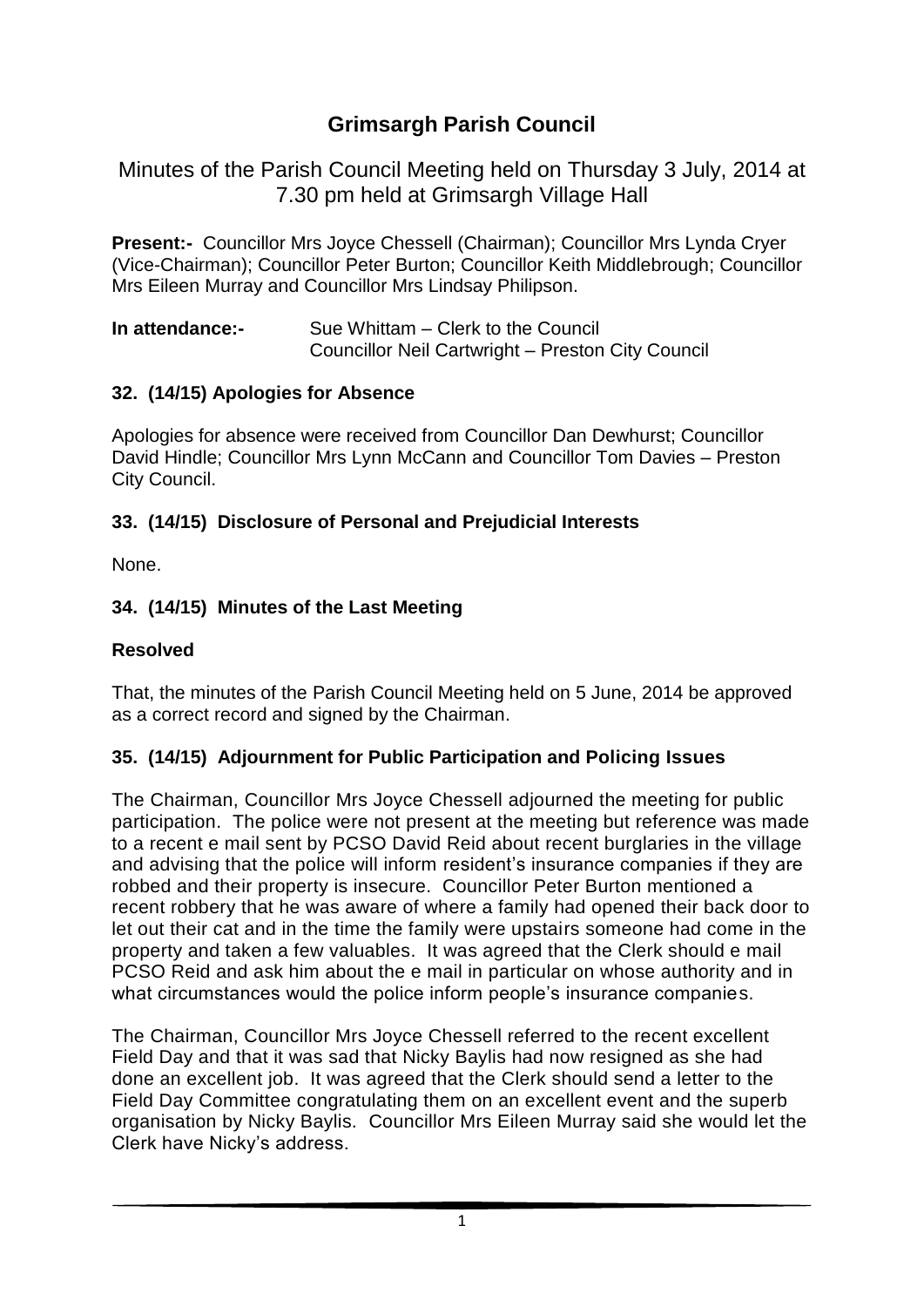# Grimsargh Parish Council

## Minutes of the Parish Council Meeting held on Thursday 3 July, 2014 at 7.30 pm held at Grimsargh Village Hall

**Present:-** Councillor Mrs Joyce Chessell (Chairman); Councillor Mrs Lynda Cryer (Vice-Chairman); Councillor Peter Burton; Councillor Keith Middlebrough; Councillor Mrs Eileen Murray and Councillor Mrs Lindsay Philipson.

**In attendance:-** Sue Whittam – Clerk to the Council
Councillor Neil Cartwright – Preston City Council

### 32. (14/15) Apologies for Absence

Apologies for absence were received from Councillor Dan Dewhurst; Councillor David Hindle; Councillor Mrs Lynn McCann and Councillor Tom Davies – Preston City Council.

### 33. (14/15) Disclosure of Personal and Prejudicial Interests

None.

### 34. (14/15) Minutes of the Last Meeting

**Resolved**

That, the minutes of the Parish Council Meeting held on 5 June, 2014 be approved as a correct record and signed by the Chairman.

### 35. (14/15) Adjournment for Public Participation and Policing Issues

The Chairman, Councillor Mrs Joyce Chessell adjourned the meeting for public participation. The police were not present at the meeting but reference was made to a recent e mail sent by PCSO David Reid about recent burglaries in the village and advising that the police will inform resident's insurance companies if they are robbed and their property is insecure. Councillor Peter Burton mentioned a recent robbery that he was aware of where a family had opened their back door to let out their cat and in the time the family were upstairs someone had come in the property and taken a few valuables. It was agreed that the Clerk should e mail PCSO Reid and ask him about the e mail in particular on whose authority and in what circumstances would the police inform people's insurance companies.

The Chairman, Councillor Mrs Joyce Chessell referred to the recent excellent Field Day and that it was sad that Nicky Baylis had now resigned as she had done an excellent job. It was agreed that the Clerk should send a letter to the Field Day Committee congratulating them on an excellent event and the superb organisation by Nicky Baylis. Councillor Mrs Eileen Murray said she would let the Clerk have Nicky's address.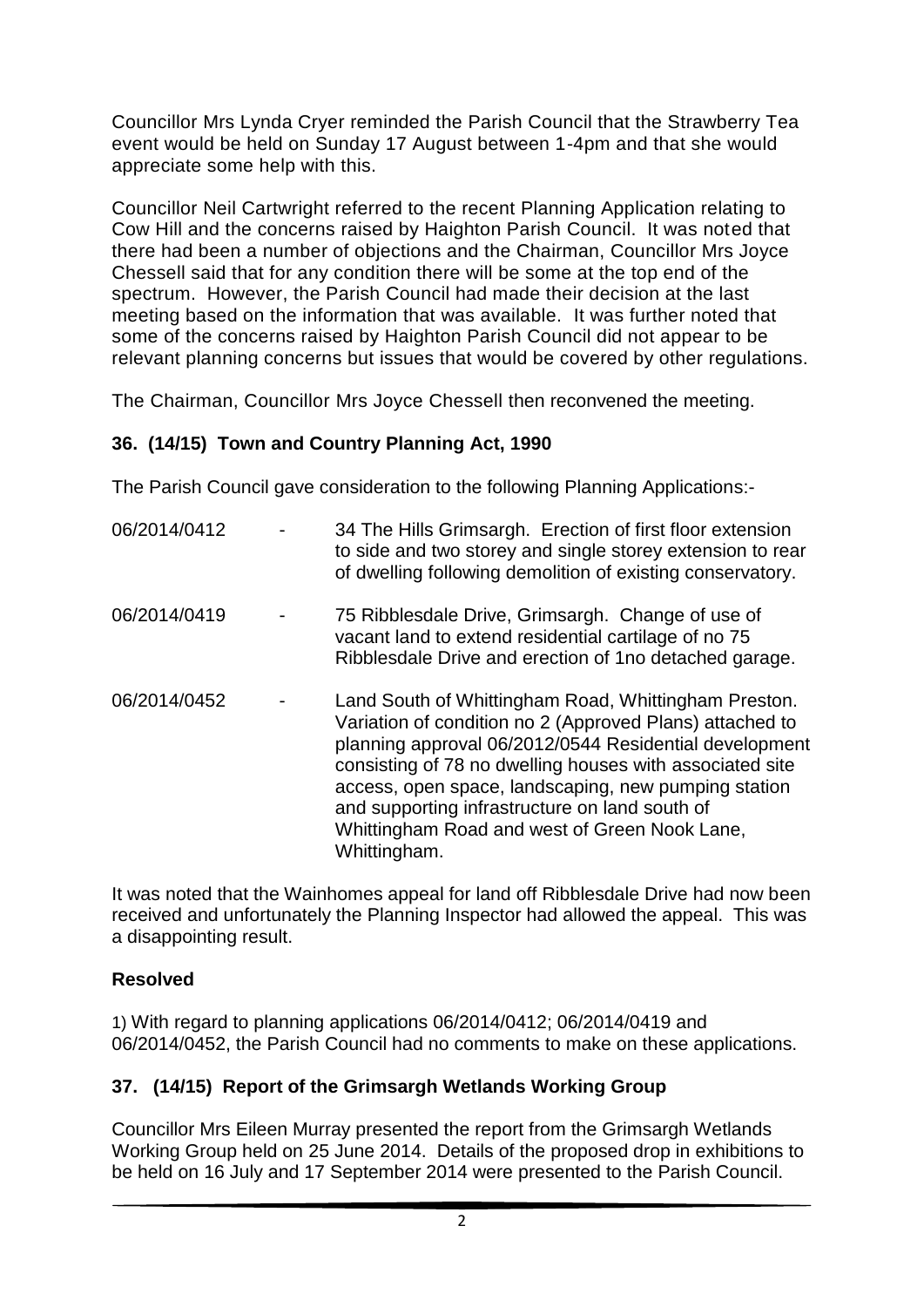Councillor Mrs Lynda Cryer reminded the Parish Council that the Strawberry Tea event would be held on Sunday 17 August between 1-4pm and that she would appreciate some help with this.

Councillor Neil Cartwright referred to the recent Planning Application relating to Cow Hill and the concerns raised by Haighton Parish Council. It was noted that there had been a number of objections and the Chairman, Councillor Mrs Joyce Chessell said that for any condition there will be some at the top end of the spectrum. However, the Parish Council had made their decision at the last meeting based on the information that was available. It was further noted that some of the concerns raised by Haighton Parish Council did not appear to be relevant planning concerns but issues that would be covered by other regulations.

The Chairman, Councillor Mrs Joyce Chessell then reconvened the meeting.

## 36. (14/15) Town and Country Planning Act, 1990

The Parish Council gave consideration to the following Planning Applications:-

06/2014/0412 - 34 The Hills Grimsargh. Erection of first floor extension to side and two storey and single storey extension to rear of dwelling following demolition of existing conservatory.

06/2014/0419 - 75 Ribblesdale Drive, Grimsargh. Change of use of vacant land to extend residential cartilage of no 75 Ribblesdale Drive and erection of 1no detached garage.

06/2014/0452 - Land South of Whittingham Road, Whittingham Preston. Variation of condition no 2 (Approved Plans) attached to planning approval 06/2012/0544 Residential development consisting of 78 no dwelling houses with associated site access, open space, landscaping, new pumping station and supporting infrastructure on land south of Whittingham Road and west of Green Nook Lane, Whittingham.

It was noted that the Wainhomes appeal for land off Ribblesdale Drive had now been received and unfortunately the Planning Inspector had allowed the appeal. This was a disappointing result.

**Resolved**

1) With regard to planning applications 06/2014/0412; 06/2014/0419 and 06/2014/0452, the Parish Council had no comments to make on these applications.

## 37. (14/15) Report of the Grimsargh Wetlands Working Group

Councillor Mrs Eileen Murray presented the report from the Grimsargh Wetlands Working Group held on 25 June 2014. Details of the proposed drop in exhibitions to be held on 16 July and 17 September 2014 were presented to the Parish Council.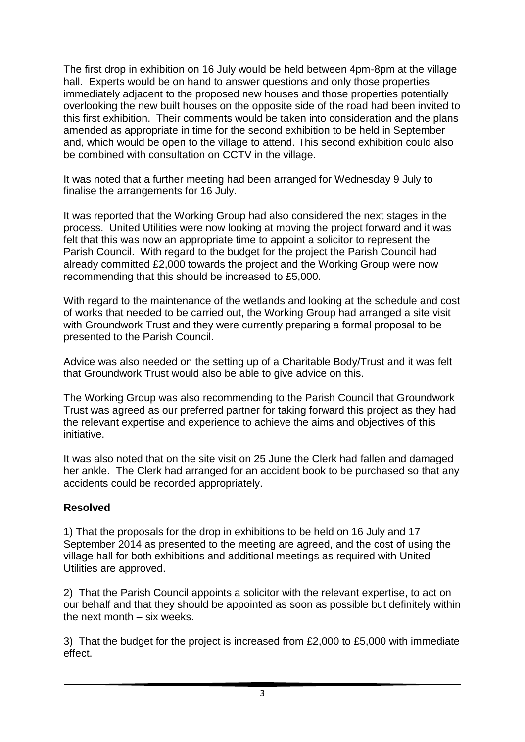The first drop in exhibition on 16 July would be held between 4pm-8pm at the village hall. Experts would be on hand to answer questions and only those properties immediately adjacent to the proposed new houses and those properties potentially overlooking the new built houses on the opposite side of the road had been invited to this first exhibition. Their comments would be taken into consideration and the plans amended as appropriate in time for the second exhibition to be held in September and, which would be open to the village to attend. This second exhibition could also be combined with consultation on CCTV in the village.

It was noted that a further meeting had been arranged for Wednesday 9 July to finalise the arrangements for 16 July.

It was reported that the Working Group had also considered the next stages in the process. United Utilities were now looking at moving the project forward and it was felt that this was now an appropriate time to appoint a solicitor to represent the Parish Council. With regard to the budget for the project the Parish Council had already committed £2,000 towards the project and the Working Group were now recommending that this should be increased to £5,000.

With regard to the maintenance of the wetlands and looking at the schedule and cost of works that needed to be carried out, the Working Group had arranged a site visit with Groundwork Trust and they were currently preparing a formal proposal to be presented to the Parish Council.

Advice was also needed on the setting up of a Charitable Body/Trust and it was felt that Groundwork Trust would also be able to give advice on this.

The Working Group was also recommending to the Parish Council that Groundwork Trust was agreed as our preferred partner for taking forward this project as they had the relevant expertise and experience to achieve the aims and objectives of this initiative.

It was also noted that on the site visit on 25 June the Clerk had fallen and damaged her ankle. The Clerk had arranged for an accident book to be purchased so that any accidents could be recorded appropriately.

**Resolved**

1) That the proposals for the drop in exhibitions to be held on 16 July and 17 September 2014 as presented to the meeting are agreed, and the cost of using the village hall for both exhibitions and additional meetings as required with United Utilities are approved.

2) That the Parish Council appoints a solicitor with the relevant expertise, to act on our behalf and that they should be appointed as soon as possible but definitely within the next month – six weeks.

3) That the budget for the project is increased from £2,000 to £5,000 with immediate effect.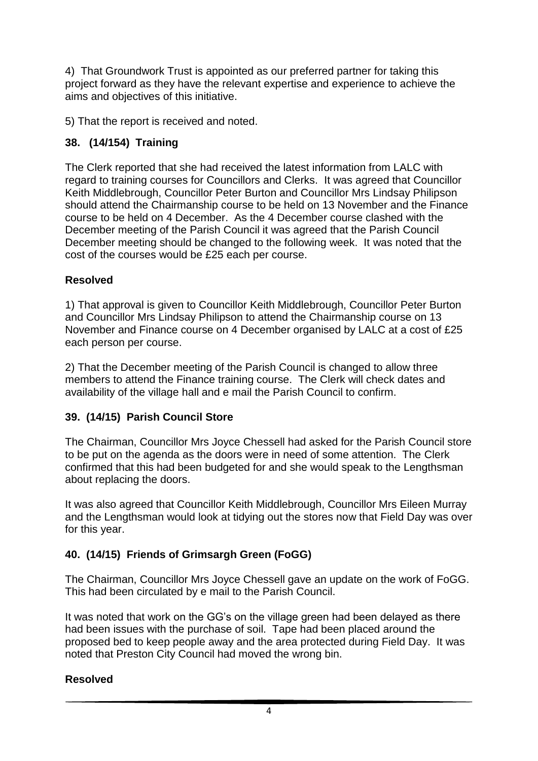4) That Groundwork Trust is appointed as our preferred partner for taking this project forward as they have the relevant expertise and experience to achieve the aims and objectives of this initiative.

5) That the report is received and noted.

## 38. (14/154) Training

The Clerk reported that she had received the latest information from LALC with regard to training courses for Councillors and Clerks. It was agreed that Councillor Keith Middlebrough, Councillor Peter Burton and Councillor Mrs Lindsay Philipson should attend the Chairmanship course to be held on 13 November and the Finance course to be held on 4 December. As the 4 December course clashed with the December meeting of the Parish Council it was agreed that the Parish Council December meeting should be changed to the following week. It was noted that the cost of the courses would be £25 each per course.

**Resolved**

1) That approval is given to Councillor Keith Middlebrough, Councillor Peter Burton and Councillor Mrs Lindsay Philipson to attend the Chairmanship course on 13 November and Finance course on 4 December organised by LALC at a cost of £25 each person per course.

2) That the December meeting of the Parish Council is changed to allow three members to attend the Finance training course. The Clerk will check dates and availability of the village hall and e mail the Parish Council to confirm.

## 39. (14/15) Parish Council Store

The Chairman, Councillor Mrs Joyce Chessell had asked for the Parish Council store to be put on the agenda as the doors were in need of some attention. The Clerk confirmed that this had been budgeted for and she would speak to the Lengthsman about replacing the doors.

It was also agreed that Councillor Keith Middlebrough, Councillor Mrs Eileen Murray and the Lengthsman would look at tidying out the stores now that Field Day was over for this year.

## 40. (14/15) Friends of Grimsargh Green (FoGG)

The Chairman, Councillor Mrs Joyce Chessell gave an update on the work of FoGG. This had been circulated by e mail to the Parish Council.

It was noted that work on the GG's on the village green had been delayed as there had been issues with the purchase of soil. Tape had been placed around the proposed bed to keep people away and the area protected during Field Day. It was noted that Preston City Council had moved the wrong bin.

**Resolved**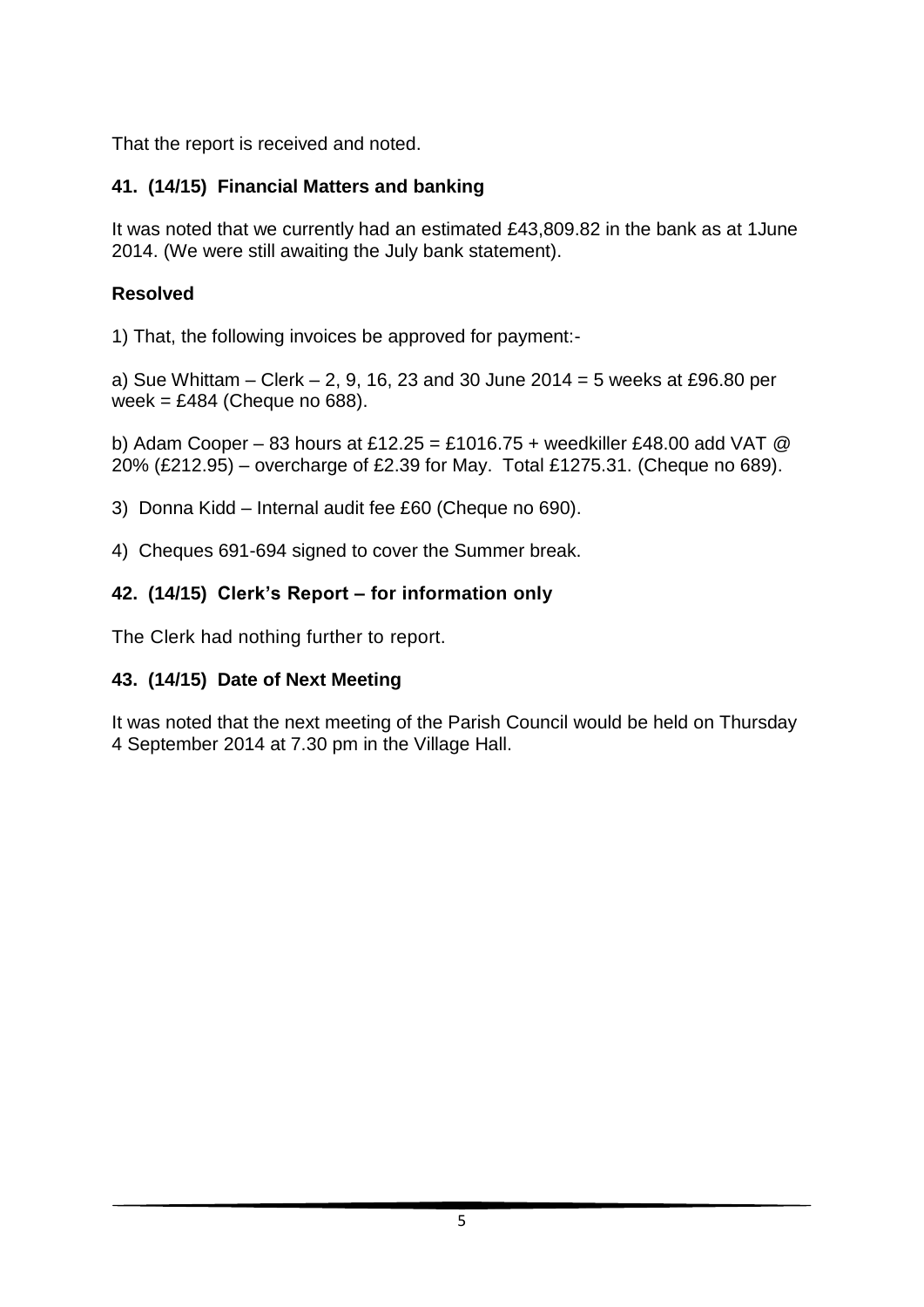That the report is received and noted.

### 41. (14/15) Financial Matters and banking

It was noted that we currently had an estimated £43,809.82 in the bank as at 1June 2014. (We were still awaiting the July bank statement).

**Resolved**

1) That, the following invoices be approved for payment:-

a) Sue Whittam – Clerk – 2, 9, 16, 23 and 30 June 2014 = 5 weeks at £96.80 per week = £484 (Cheque no 688).

b) Adam Cooper – 83 hours at £12.25 = £1016.75 + weedkiller £48.00 add VAT @ 20% (£212.95) – overcharge of £2.39 for May. Total £1275.31. (Cheque no 689).

3) Donna Kidd – Internal audit fee £60 (Cheque no 690).

4) Cheques 691-694 signed to cover the Summer break.

### 42. (14/15) Clerk's Report – for information only

The Clerk had nothing further to report.

### 43. (14/15) Date of Next Meeting

It was noted that the next meeting of the Parish Council would be held on Thursday 4 September 2014 at 7.30 pm in the Village Hall.